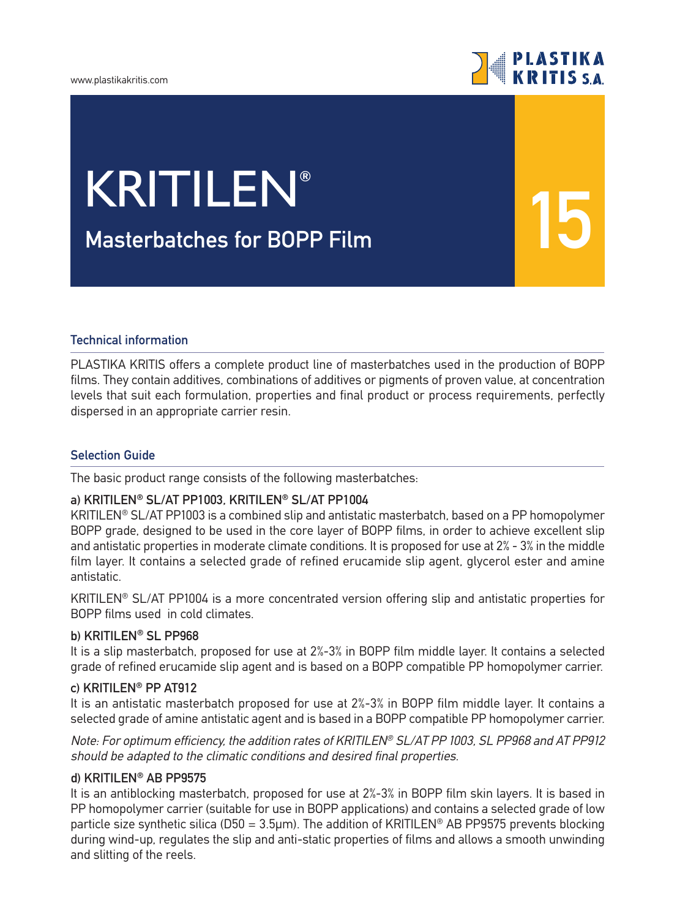# KRITILEN®

## Masterbatches for BOPP Film

15

### Technical information

PLASTIKA KRITIS offers a complete product line of masterbatches used in the production of BOPP films. They contain additives, combinations of additives or pigments of proven value, at concentration levels that suit each formulation, properties and final product or process requirements, perfectly dispersed in an appropriate carrier resin.

### Selection Guide

The basic product range consists of the following masterbatches:

**a) KRITILEN® SL/AT PP1003, KRITILEN® SL/AT PP1004**

KRITILEN® SL/AT PP1003 is a combined slip and antistatic masterbatch, based on a PP homopolymer BOPP grade, designed to be used in the core layer of BOPP films, in order to achieve excellent slip and antistatic properties in moderate climate conditions. It is proposed for use at 2% - 3% in the middle film layer. It contains a selected grade of refined erucamide slip agent, glycerol ester and amine antistatic.

KRITILEN® SL/AT PP1004 is a more concentrated version offering slip and antistatic properties for BOPP films used in cold climates.

**b) KRITILEN® SL PP968**

It is a slip masterbatch, proposed for use at 2%-3% in BOPP film middle layer. It contains a selected grade of refined erucamide slip agent and is based on a BOPP compatible PP homopolymer carrier.

**c) KRITILEN® PP AT912**

It is an antistatic masterbatch proposed for use at 2%-3% in BOPP film middle layer. It contains a selected grade of amine antistatic agent and is based in a BOPP compatible PP homopolymer carrier.

*Note: For optimum efficiency, the addition rates of KRITILEN® SL/AT PP 1003, SL PP968 and AT PP912 should be adapted to the climatic conditions and desired final properties.*

**d) KRITILEN® AB PP9575**

It is an antiblocking masterbatch, proposed for use at 2%-3% in BOPP film skin layers. It is based in PP homopolymer carrier (suitable for use in BOPP applications) and contains a selected grade of low particle size synthetic silica (D50 = 3.5μm). The addition of KRITILEN® AB PP9575 prevents blocking during wind-up, regulates the slip and anti-static properties of films and allows a smooth unwinding and slitting of the reels.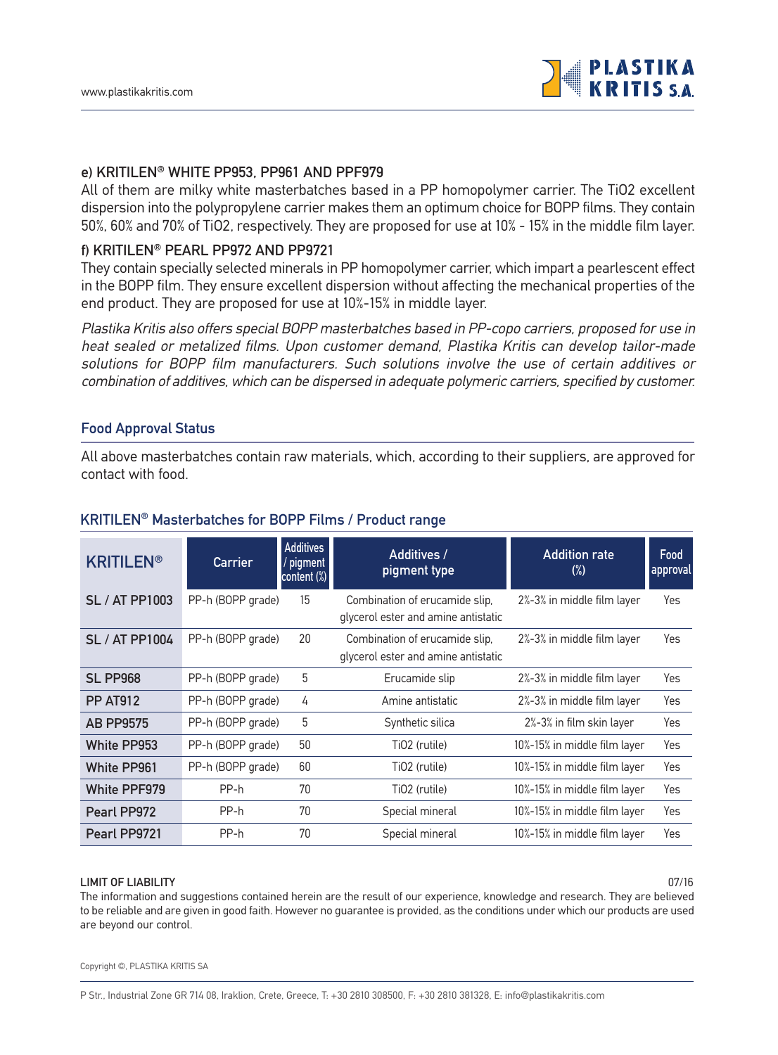#### e) KRITILEN® WHITE PP953, PP961 AND PPF979

All of them are milky white masterbatches based in a PP homopolymer carrier. The $TiO_2$ excellent dispersion into the polypropylene carrier makes them an optimum choice for BOPP films. They contain 50%, 60% and 70% of $TiO_2$, respectively. They are proposed for use at 10% - 15% in the middle film layer.

#### f) KRITILEN® PEARL PP972 AND PP9721

They contain specially selected minerals in PP homopolymer carrier, which impart a pearlescent effect in the BOPP film. They ensure excellent dispersion without affecting the mechanical properties of the end product. They are proposed for use at 10%-15% in middle layer.

*Plastika Kritis also offers special BOPP masterbatches based in PP-copo carriers, proposed for use in heat sealed or metalized films. Upon customer demand, Plastika Kritis can develop tailor-made solutions for BOPP film manufacturers. Such solutions involve the use of certain additives or combination of additives, which can be dispersed in adequate polymeric carriers, specified by customer.*

## Food Approval Status

All above masterbatches contain raw materials, which, according to their suppliers, are approved for contact with food.

## KRITILEN® Masterbatches for BOPP Films / Product range

| KRITILEN® | Carrier | Additives / pigment content (%) | Additives / pigment type | Addition rate (%) | Food approval |
|---|---|---|---|---|---|
| SL / AT PP1003 | PP-h (BOPP grade) | 15 | Combination of erucamide slip, glycerol ester and amine antistatic | 2%-3% in middle film layer | Yes |
| SL / AT PP1004 | PP-h (BOPP grade) | 20 | Combination of erucamide slip, glycerol ester and amine antistatic | 2%-3% in middle film layer | Yes |
| SL PP968 | PP-h (BOPP grade) | 5 | Erucamide slip | 2%-3% in middle film layer | Yes |
| PP AT912 | PP-h (BOPP grade) | 4 | Amine antistatic | 2%-3% in middle film layer | Yes |
| AB PP9575 | PP-h (BOPP grade) | 5 | Synthetic silica | 2%-3% in film skin layer | Yes |
| White PP953 | PP-h (BOPP grade) | 50 | $TiO_2$ (rutile) | 10%-15% in middle film layer | Yes |
| White PP961 | PP-h (BOPP grade) | 60 | $TiO_2$ (rutile) | 10%-15% in middle film layer | Yes |
| White PPF979 | PP-h | 70 | $TiO_2$ (rutile) | 10%-15% in middle film layer | Yes |
| Pearl PP972 | PP-h | 70 | Special mineral | 10%-15% in middle film layer | Yes |
| Pearl PP9721 | PP-h | 70 | Special mineral | 10%-15% in middle film layer | Yes |

**LIMIT OF LIABILITY** 07/16

The information and suggestions contained herein are the result of our experience, knowledge and research. They are believed to be reliable and are given in good faith. However no guarantee is provided, as the conditions under which our products are used are beyond our control.

Copyright ©, PLASTIKA KRITIS SA

P Str., Industrial Zone GR 714 08, Iraklion, Crete, Greece, T: +30 2810 308500, F: +30 2810 381328, E: info@plastikakritis.com